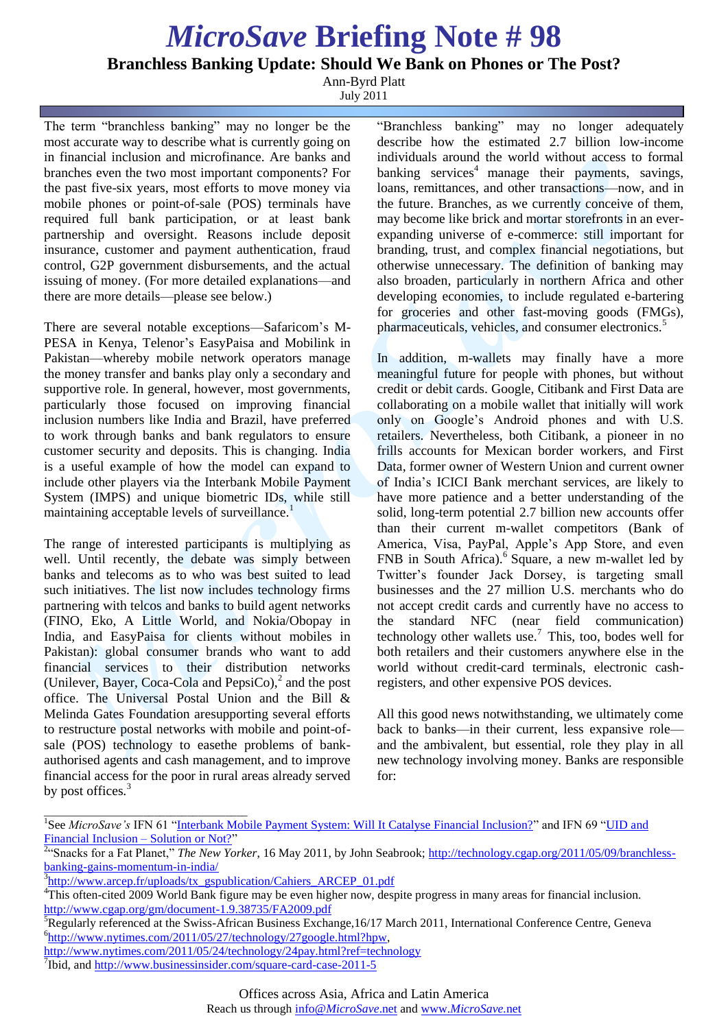# *MicroSave* Briefing Note # 98

## Branchless Banking Update: Should We Bank on Phones or The Post?

Ann-Byrd Platt
July 2011

The term "branchless banking" may no longer be the most accurate way to describe what is currently going on in financial inclusion and microfinance. Are banks and branches even the two most important components? For the past five-six years, most efforts to move money via mobile phones or point-of-sale (POS) terminals have required full bank participation, or at least bank partnership and oversight. Reasons include deposit insurance, customer and payment authentication, fraud control, G2P government disbursements, and the actual issuing of money. (For more detailed explanations—and there are more details—please see below.)

There are several notable exceptions—Safaricom's M-PESA in Kenya, Telenor's EasyPaisa and Mobilink in Pakistan—whereby mobile network operators manage the money transfer and banks play only a secondary and supportive role. In general, however, most governments, particularly those focused on improving financial inclusion numbers like India and Brazil, have preferred to work through banks and bank regulators to ensure customer security and deposits. This is changing. India is a useful example of how the model can expand to include other players via the Interbank Mobile Payment System (IMPS) and unique biometric IDs, while still maintaining acceptable levels of surveillance.[1]

The range of interested participants is multiplying as well. Until recently, the debate was simply between banks and telecoms as to who was best suited to lead such initiatives. The list now includes technology firms partnering with telcos and banks to build agent networks (FINO, Eko, A Little World, and Nokia/Obopay in India, and EasyPaisa for clients without mobiles in Pakistan): global consumer brands who want to add financial services to their distribution networks (Unilever, Bayer, Coca-Cola and PepsiCo),[2] and the post office. The Universal Postal Union and the Bill & Melinda Gates Foundation aresupporting several efforts to restructure postal networks with mobile and point-of-sale (POS) technology to easethe problems of bank-authorised agents and cash management, and to improve financial access for the poor in rural areas already served by post offices.[3]

"Branchless banking" may no longer adequately describe how the estimated 2.7 billion low-income individuals around the world without access to formal banking services[4] manage their payments, savings, loans, remittances, and other transactions—now, and in the future. Branches, as we currently conceive of them, may become like brick and mortar storefronts in an ever-expanding universe of e-commerce: still important for branding, trust, and complex financial negotiations, but otherwise unnecessary. The definition of banking may also broaden, particularly in northern Africa and other developing economies, to include regulated e-bartering for groceries and other fast-moving goods (FMGs), pharmaceuticals, vehicles, and consumer electronics.[5]

In addition, m-wallets may finally have a more meaningful future for people with phones, but without credit or debit cards. Google, Citibank and First Data are collaborating on a mobile wallet that initially will work only on Google's Android phones and with U.S. retailers. Nevertheless, both Citibank, a pioneer in no frills accounts for Mexican border workers, and First Data, former owner of Western Union and current owner of India's ICICI Bank merchant services, are likely to have more patience and a better understanding of the solid, long-term potential 2.7 billion new accounts offer than their current m-wallet competitors (Bank of America, Visa, PayPal, Apple's App Store, and even FNB in South Africa).[6] Square, a new m-wallet led by Twitter's founder Jack Dorsey, is targeting small businesses and the 27 million U.S. merchants who do not accept credit cards and currently have no access to the standard NFC (near field communication) technology other wallets use.[7] This, too, bodes well for both retailers and their customers anywhere else in the world without credit-card terminals, electronic cash-registers, and other expensive POS devices.

All this good news notwithstanding, we ultimately come back to banks—in their current, less expansive role—and the ambivalent, but essential, role they play in all new technology involving money. Banks are responsible for:

---

[1] See *MicroSave's* IFN 61 "Interbank Mobile Payment System: Will It Catalyse Financial Inclusion?" and IFN 69 "UID and Financial Inclusion – Solution or Not?"

[2] "Snacks for a Fat Planet," *The New Yorker*, 16 May 2011, by John Seabrook; http://technology.cgap.org/2011/05/09/branchless-banking-gains-momentum-in-india/

[3] http://www.arcep.fr/uploads/tx_gspublication/Cahiers_ARCEP_01.pdf

[4] This often-cited 2009 World Bank figure may be even higher now, despite progress in many areas for financial inclusion. http://www.cgap.org/gm/document-1.9.38735/FA2009.pdf

[5] Regularly referenced at the Swiss-African Business Exchange,16/17 March 2011, International Conference Centre, Geneva

[6] http://www.nytimes.com/2011/05/27/technology/27google.html?hpw, http://www.nytimes.com/2011/05/24/technology/24pay.html?ref=technology

[7] Ibid, and http://www.businessinsider.com/square-card-case-2011-5

Offices across Asia, Africa and Latin America
Reach us through info@*MicroSave*.net and www.*MicroSave*.net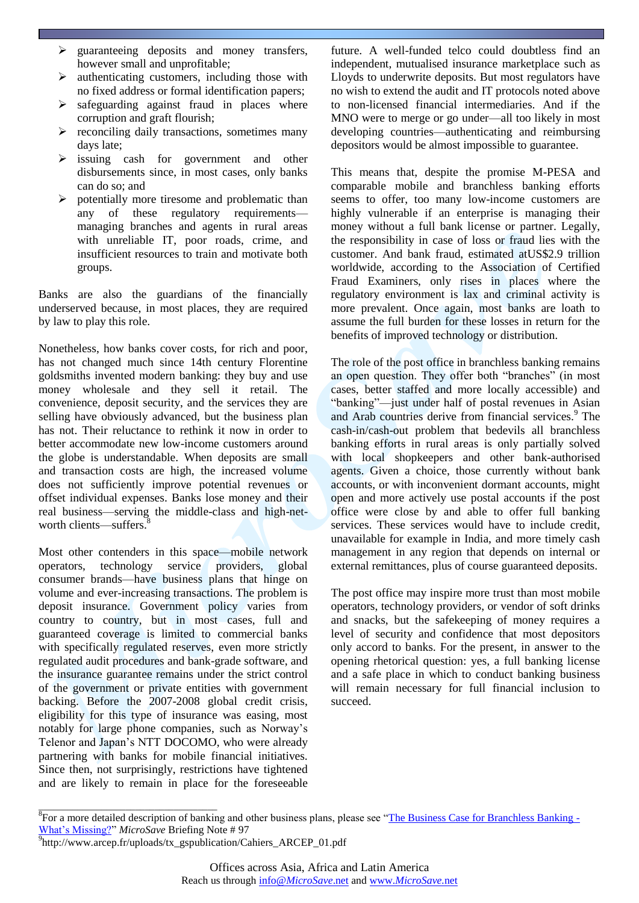- guaranteeing deposits and money transfers, however small and unprofitable;
- authenticating customers, including those with no fixed address or formal identification papers;
- safeguarding against fraud in places where corruption and graft flourish;
- reconciling daily transactions, sometimes many days late;
- issuing cash for government and other disbursements since, in most cases, only banks can do so; and
- potentially more tiresome and problematic than any of these regulatory requirements—managing branches and agents in rural areas with unreliable IT, poor roads, crime, and insufficient resources to train and motivate both groups.

Banks are also the guardians of the financially underserved because, in most places, they are required by law to play this role.

Nonetheless, how banks cover costs, for rich and poor, has not changed much since 14th century Florentine goldsmiths invented modern banking: they buy and use money wholesale and they sell it retail. The convenience, deposit security, and the services they are selling have obviously advanced, but the business plan has not. Their reluctance to rethink it now in order to better accommodate new low-income customers around the globe is understandable. When deposits are small and transaction costs are high, the increased volume does not sufficiently improve potential revenues or offset individual expenses. Banks lose money and their real business—serving the middle-class and high-net-worth clients—suffers.[8]

Most other contenders in this space—mobile network operators, technology service providers, global consumer brands—have business plans that hinge on volume and ever-increasing transactions. The problem is deposit insurance. Government policy varies from country to country, but in most cases, full and guaranteed coverage is limited to commercial banks with specifically regulated reserves, even more strictly regulated audit procedures and bank-grade software, and the insurance guarantee remains under the strict control of the government or private entities with government backing. Before the 2007-2008 global credit crisis, eligibility for this type of insurance was easing, most notably for large phone companies, such as Norway's Telenor and Japan's NTT DOCOMO, who were already partnering with banks for mobile financial initiatives. Since then, not surprisingly, restrictions have tightened and are likely to remain in place for the foreseeable future. A well-funded telco could doubtless find an independent, mutualised insurance marketplace such as Lloyds to underwrite deposits. But most regulators have no wish to extend the audit and IT protocols noted above to non-licensed financial intermediaries. And if the MNO were to merge or go under—all too likely in most developing countries—authenticating and reimbursing depositors would be almost impossible to guarantee.

This means that, despite the promise M-PESA and comparable mobile and branchless banking efforts seems to offer, too many low-income customers are highly vulnerable if an enterprise is managing their money without a full bank license or partner. Legally, the responsibility in case of loss or fraud lies with the customer. And bank fraud, estimated atUS$2.9 trillion worldwide, according to the Association of Certified Fraud Examiners, only rises in places where the regulatory environment is lax and criminal activity is more prevalent. Once again, most banks are loath to assume the full burden for these losses in return for the benefits of improved technology or distribution.

The role of the post office in branchless banking remains an open question. They offer both "branches" (in most cases, better staffed and more locally accessible) and "banking"—just under half of postal revenues in Asian and Arab countries derive from financial services.[9] The cash-in/cash-out problem that bedevils all branchless banking efforts in rural areas is only partially solved with local shopkeepers and other bank-authorised agents. Given a choice, those currently without bank accounts, or with inconvenient dormant accounts, might open and more actively use postal accounts if the post office were close by and able to offer full banking services. These services would have to include credit, unavailable for example in India, and more timely cash management in any region that depends on internal or external remittances, plus of course guaranteed deposits.

The post office may inspire more trust than most mobile operators, technology providers, or vendor of soft drinks and snacks, but the safekeeping of money requires a level of security and confidence that most depositors only accord to banks. For the present, in answer to the opening rhetorical question: yes, a full banking license and a safe place in which to conduct banking business will remain necessary for full financial inclusion to succeed.

---

[8] For a more detailed description of banking and other business plans, please see "The Business Case for Branchless Banking - What's Missing?" *MicroSave* Briefing Note # 97

[9] http://www.arcep.fr/uploads/tx_gspublication/Cahiers_ARCEP_01.pdf

Offices across Asia, Africa and Latin America
Reach us through info@*MicroSave*.net and www.*MicroSave*.net